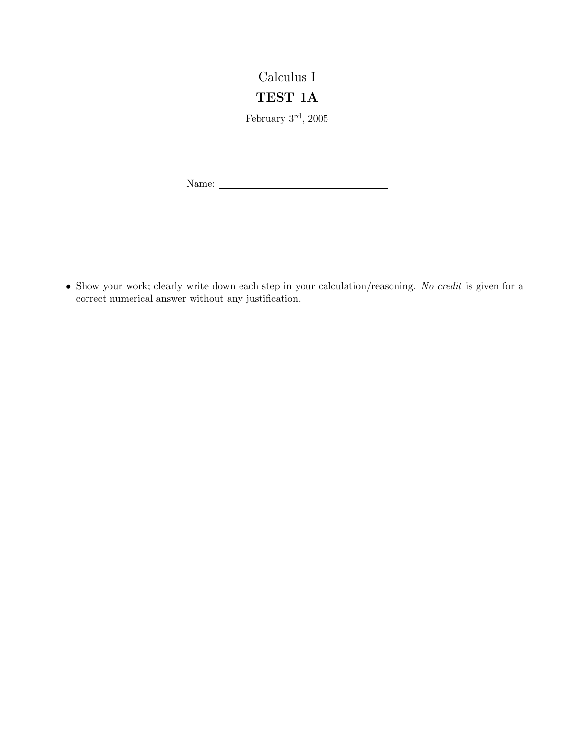# Calculus I

## TEST 1A

February 3rd, 2005

Name: ______________________________

- Show your work; clearly write down each step in your calculation/reasoning. *No credit* is given for a correct numerical answer without any justification.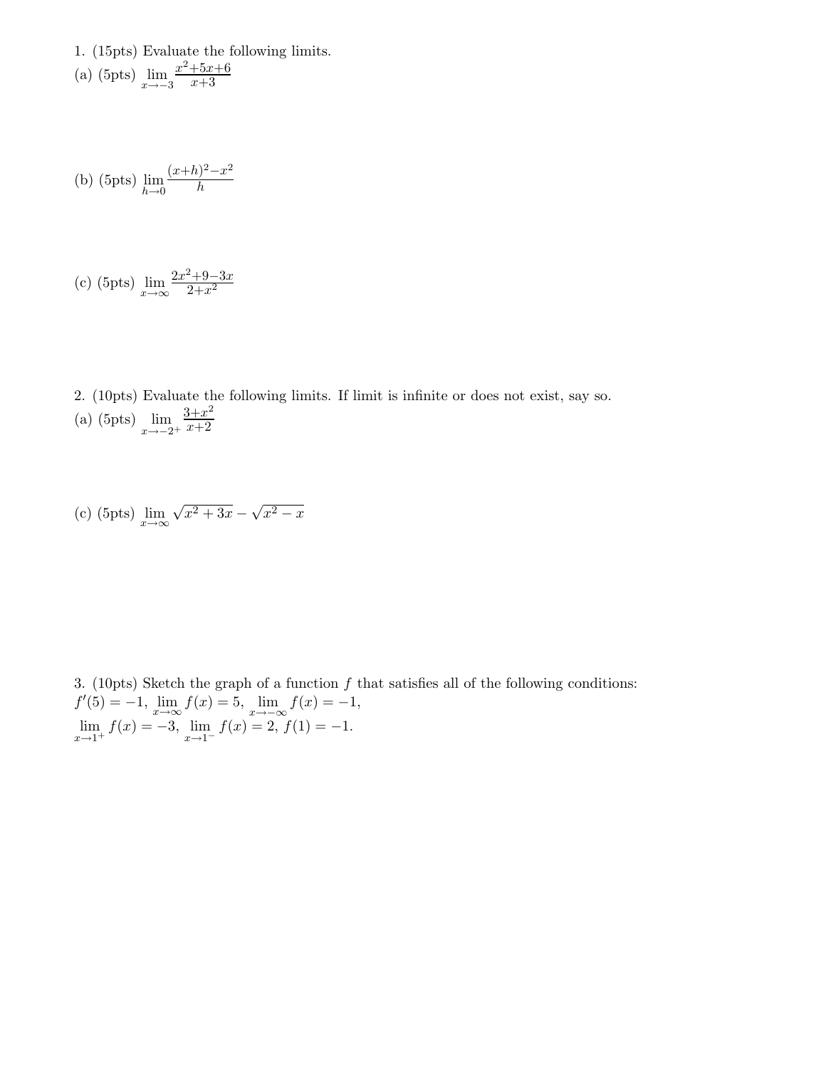1. (15pts) Evaluate the following limits.

(a) (5pts) $\lim\limits_{x \to -3} \frac{x^2+5x+6}{x+3}$

(b) (5pts) $\lim\limits_{h \to 0} \frac{(x+h)^2-x^2}{h}$

(c) (5pts) $\lim\limits_{x \to \infty} \frac{2x^2+9-3x}{2+x^2}$

2. (10pts) Evaluate the following limits. If limit is infinite or does not exist, say so.

(a) (5pts) $\lim\limits_{x \to -2^+} \frac{3+x^2}{x+2}$

(c) (5pts) $\lim\limits_{x \to \infty} \sqrt{x^2+3x} - \sqrt{x^2-x}$

3. (10pts) Sketch the graph of a function $f$ that satisfies all of the following conditions: $f'(5) = -1$, $\lim\limits_{x \to \infty} f(x) = 5$, $\lim\limits_{x \to -\infty} f(x) = -1$, $\lim\limits_{x \to 1^+} f(x) = -3$, $\lim\limits_{x \to 1^-} f(x) = 2$, $f(1) = -1$.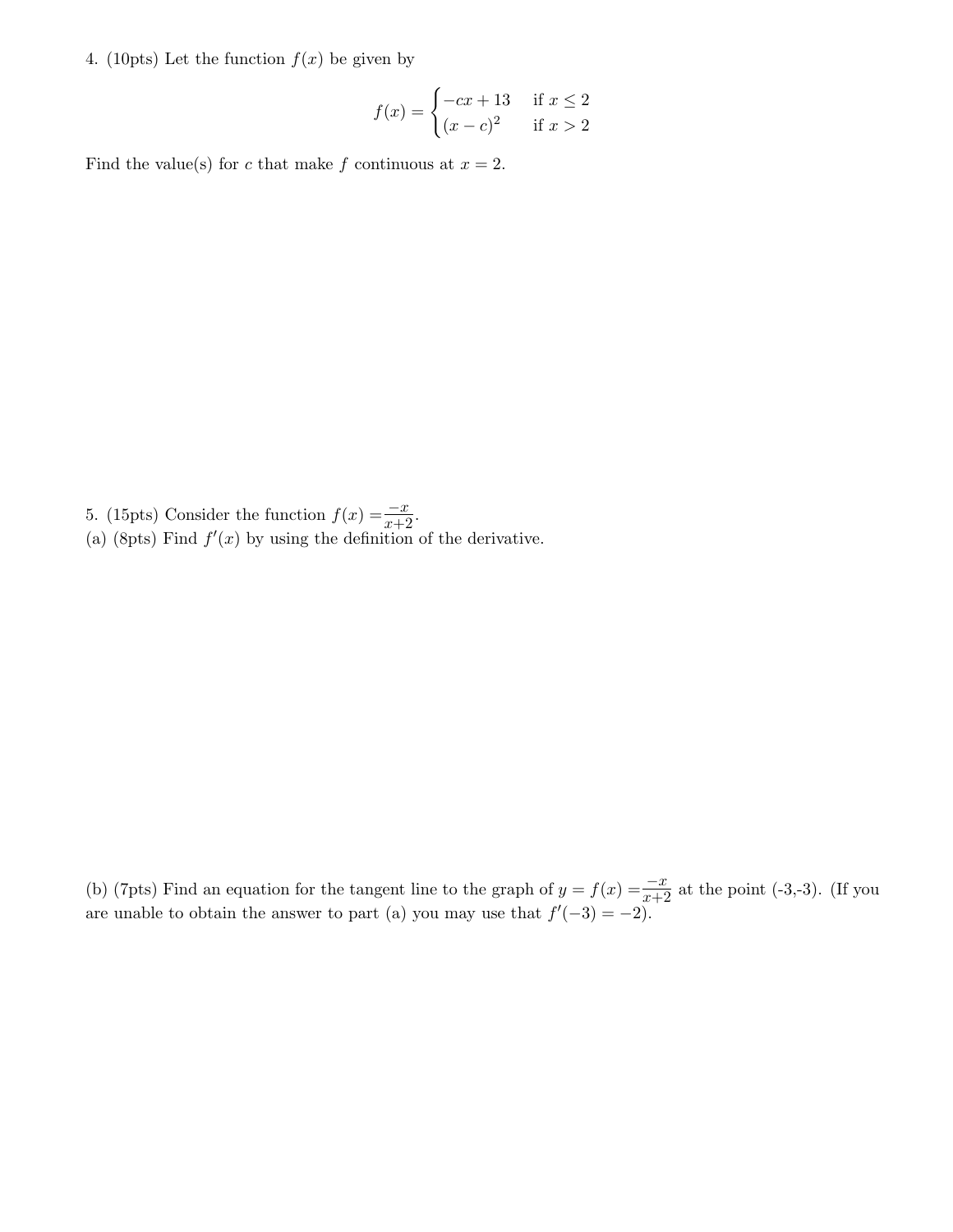4. (10pts) Let the function $f(x)$ be given by

$$f(x) = \begin{cases} -cx + 13 & \text{if } x \leq 2 \\ (x - c)^2 & \text{if } x > 2 \end{cases}$$

Find the value(s) for $c$ that make $f$ continuous at $x = 2$.

5. (15pts) Consider the function $f(x) = \frac{-x}{x+2}$.

(a) (8pts) Find $f'(x)$ by using the definition of the derivative.

(b) (7pts) Find an equation for the tangent line to the graph of $y = f(x) = \frac{-x}{x+2}$ at the point (-3,-3). (If you are unable to obtain the answer to part (a) you may use that $f'(-3) = -2$).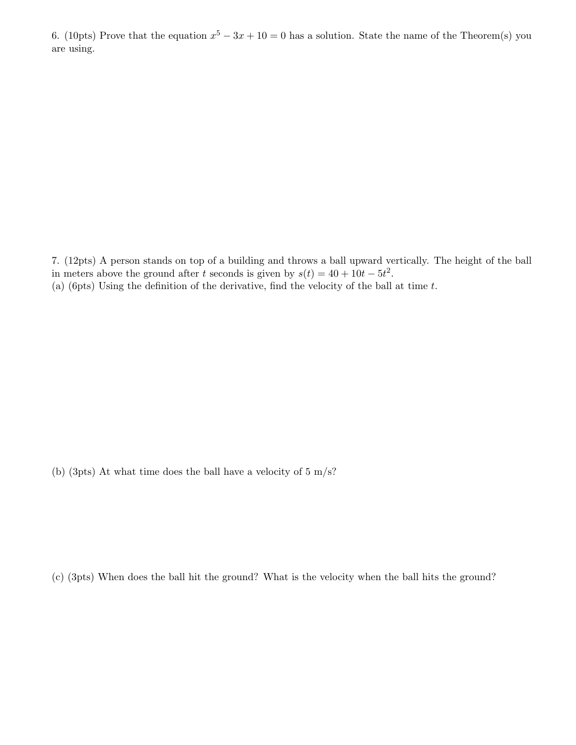6. (10pts) Prove that the equation $x^5 - 3x + 10 = 0$ has a solution. State the name of the Theorem(s) you are using.

7. (12pts) A person stands on top of a building and throws a ball upward vertically. The height of the ball in meters above the ground after $t$ seconds is given by $s(t) = 40 + 10t - 5t^2$.

(a) (6pts) Using the definition of the derivative, find the velocity of the ball at time $t$.

(b) (3pts) At what time does the ball have a velocity of 5 m/s?

(c) (3pts) When does the ball hit the ground? What is the velocity when the ball hits the ground?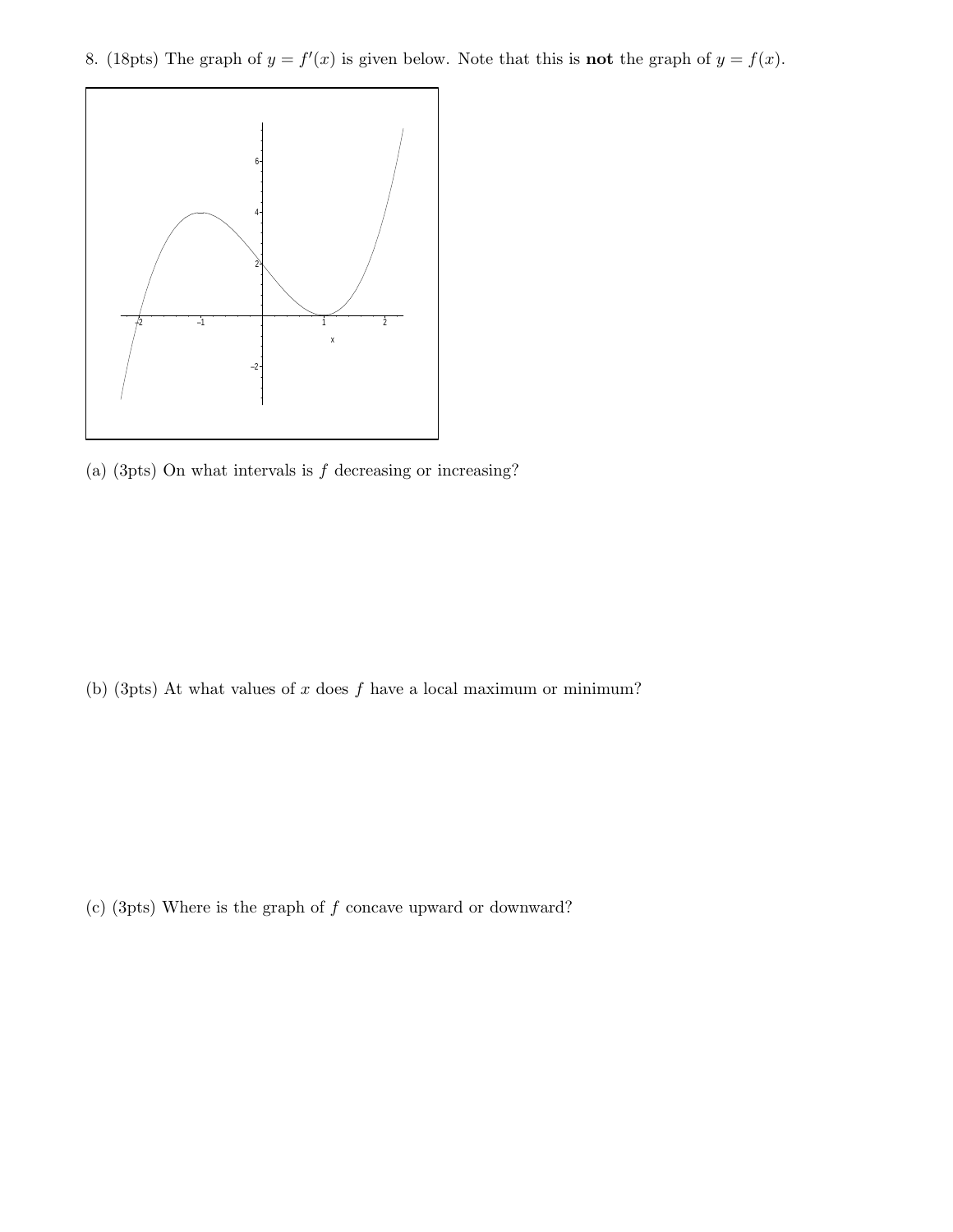8. (18pts) The graph of $y = f'(x)$ is given below. Note that this is **not** the graph of $y = f(x)$.

(a) (3pts) On what intervals is $f$ decreasing or increasing?

(b) (3pts) At what values of $x$ does $f$ have a local maximum or minimum?

(c) (3pts) Where is the graph of $f$ concave upward or downward?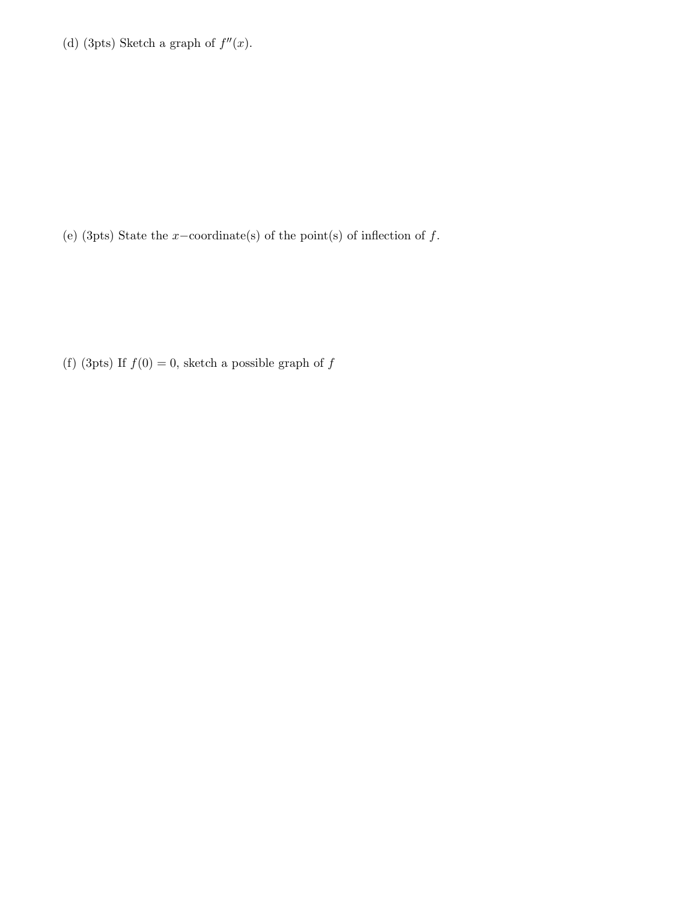(d) (3pts) Sketch a graph of $f''(x)$.

(e) (3pts) State the $x-$coordinate(s) of the point(s) of inflection of $f$.

(f) (3pts) If $f(0) = 0$, sketch a possible graph of $f$